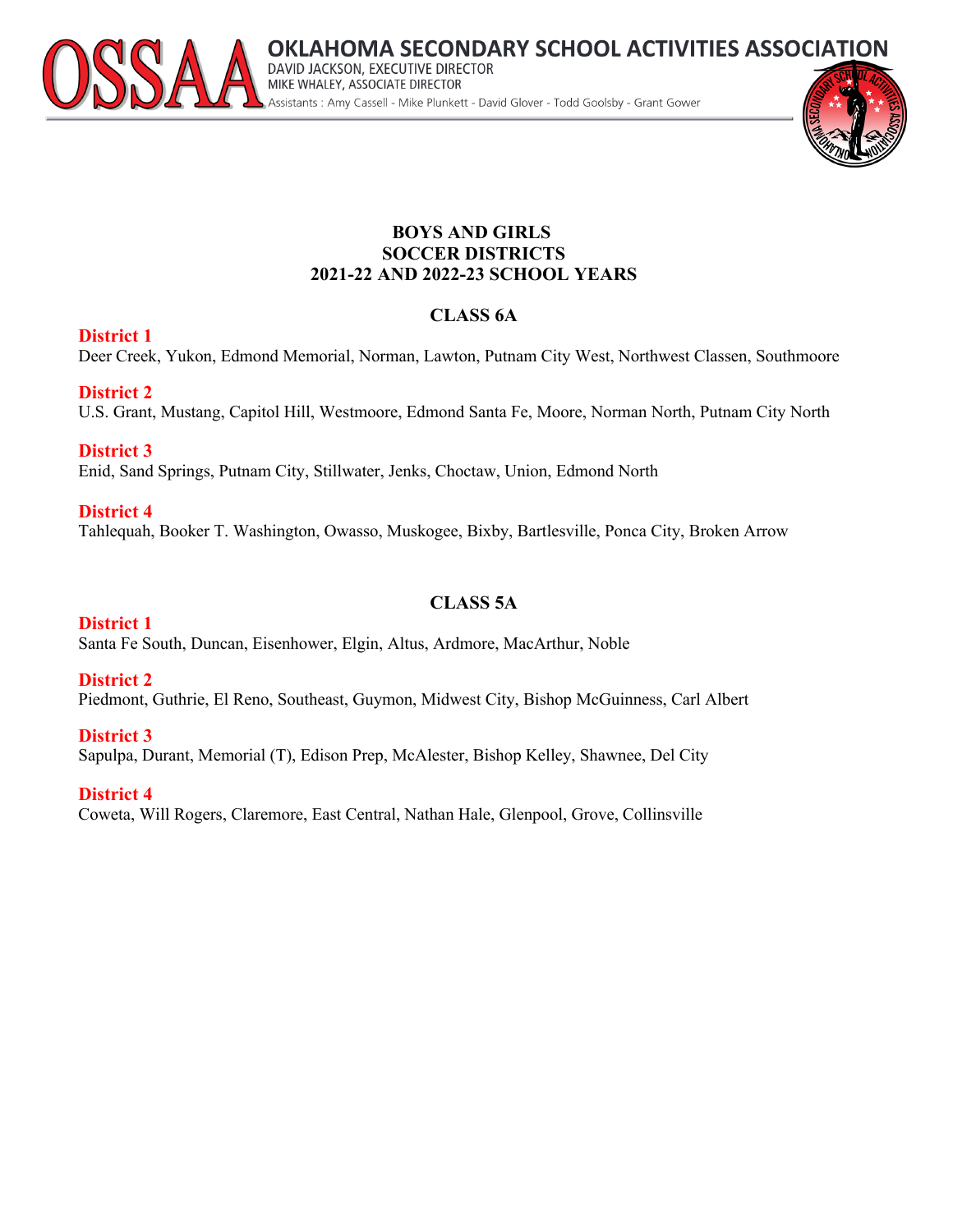# OKLAHOMA SECONDARY SCHOOL ACTIVITIES ASSOCIATION

DAVID JACKSON, EXECUTIVE DIRECTOR
MIKE WHALEY, ASSOCIATE DIRECTOR
Assistants : Amy Cassell - Mike Plunkett - David Glover - Todd Goolsby - Grant Gower

## BOYS AND GIRLS
## SOCCER DISTRICTS
## 2021-22 AND 2022-23 SCHOOL YEARS

### CLASS 6A

**District 1**
Deer Creek, Yukon, Edmond Memorial, Norman, Lawton, Putnam City West, Northwest Classen, Southmoore

**District 2**
U.S. Grant, Mustang, Capitol Hill, Westmoore, Edmond Santa Fe, Moore, Norman North, Putnam City North

**District 3**
Enid, Sand Springs, Putnam City, Stillwater, Jenks, Choctaw, Union, Edmond North

**District 4**
Tahlequah, Booker T. Washington, Owasso, Muskogee, Bixby, Bartlesville, Ponca City, Broken Arrow

### CLASS 5A

**District 1**
Santa Fe South, Duncan, Eisenhower, Elgin, Altus, Ardmore, MacArthur, Noble

**District 2**
Piedmont, Guthrie, El Reno, Southeast, Guymon, Midwest City, Bishop McGuinness, Carl Albert

**District 3**
Sapulpa, Durant, Memorial (T), Edison Prep, McAlester, Bishop Kelley, Shawnee, Del City

**District 4**
Coweta, Will Rogers, Claremore, East Central, Nathan Hale, Glenpool, Grove, Collinsville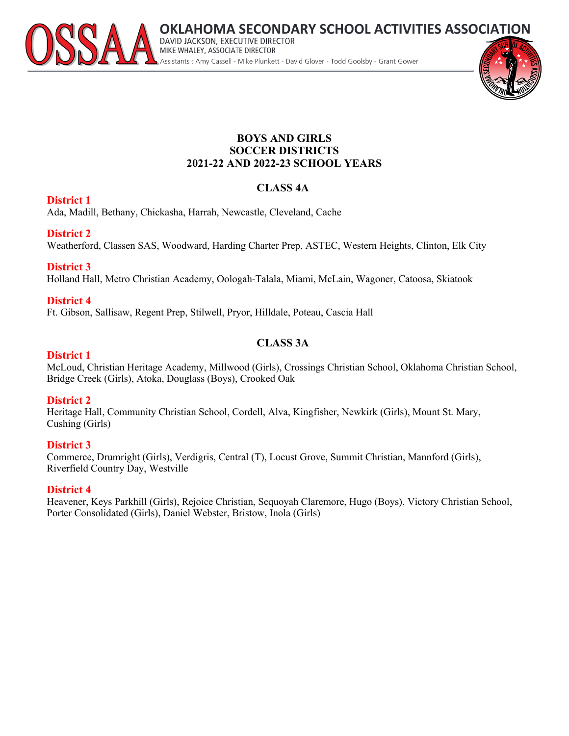# OKLAHOMA SECONDARY SCHOOL ACTIVITIES ASSOCIATION

DAVID JACKSON, EXECUTIVE DIRECTOR
MIKE WHALEY, ASSOCIATE DIRECTOR
Assistants : Amy Cassell - Mike Plunkett - David Glover - Todd Goolsby - Grant Gower

## BOYS AND GIRLS SOCCER DISTRICTS 2021-22 AND 2022-23 SCHOOL YEARS

### CLASS 4A

**District 1**
Ada, Madill, Bethany, Chickasha, Harrah, Newcastle, Cleveland, Cache

**District 2**
Weatherford, Classen SAS, Woodward, Harding Charter Prep, ASTEC, Western Heights, Clinton, Elk City

**District 3**
Holland Hall, Metro Christian Academy, Oologah-Talala, Miami, McLain, Wagoner, Catoosa, Skiatook

**District 4**
Ft. Gibson, Sallisaw, Regent Prep, Stilwell, Pryor, Hilldale, Poteau, Cascia Hall

### CLASS 3A

**District 1**
McLoud, Christian Heritage Academy, Millwood (Girls), Crossings Christian School, Oklahoma Christian School, Bridge Creek (Girls), Atoka, Douglass (Boys), Crooked Oak

**District 2**
Heritage Hall, Community Christian School, Cordell, Alva, Kingfisher, Newkirk (Girls), Mount St. Mary, Cushing (Girls)

**District 3**
Commerce, Drumright (Girls), Verdigris, Central (T), Locust Grove, Summit Christian, Mannford (Girls), Riverfield Country Day, Westville

**District 4**
Heavener, Keys Parkhill (Girls), Rejoice Christian, Sequoyah Claremore, Hugo (Boys), Victory Christian School, Porter Consolidated (Girls), Daniel Webster, Bristow, Inola (Girls)